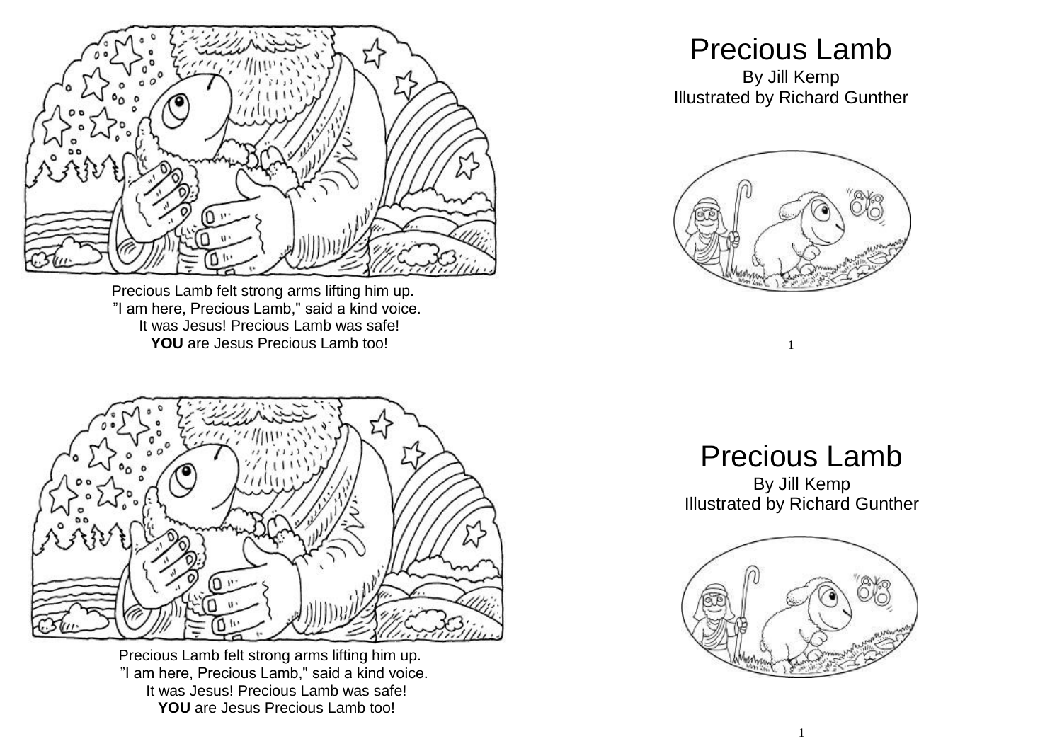Precious Lamb felt strong arms lifting him up.
"I am here, Precious Lamb," said a kind voice.
It was Jesus! Precious Lamb was safe!
**YOU** are Jesus Precious Lamb too!

# Precious Lamb

By Jill Kemp
Illustrated by Richard Gunther

Precious Lamb felt strong arms lifting him up.
"I am here, Precious Lamb," said a kind voice.
It was Jesus! Precious Lamb was safe!
**YOU** are Jesus Precious Lamb too!

# Precious Lamb

By Jill Kemp
Illustrated by Richard Gunther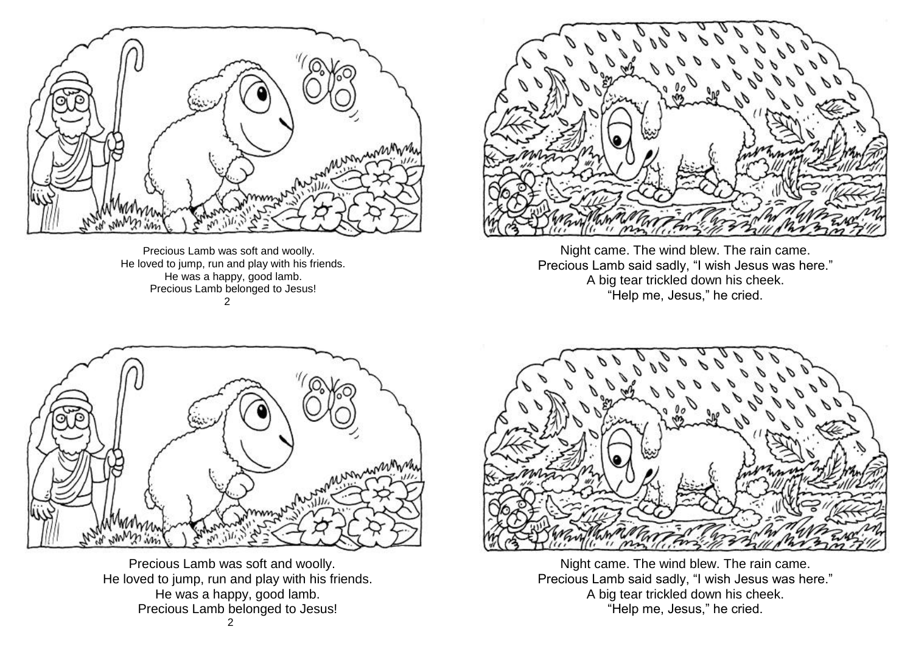Precious Lamb was soft and woolly.
He loved to jump, run and play with his friends.
He was a happy, good lamb.
Precious Lamb belonged to Jesus!

Night came. The wind blew. The rain came.
Precious Lamb said sadly, “I wish Jesus was here.”
A big tear trickled down his cheek.
“Help me, Jesus,” he cried.

Precious Lamb was soft and woolly.
He loved to jump, run and play with his friends.
He was a happy, good lamb.
Precious Lamb belonged to Jesus!

Night came. The wind blew. The rain came.
Precious Lamb said sadly, “I wish Jesus was here.”
A big tear trickled down his cheek.
“Help me, Jesus,” he cried.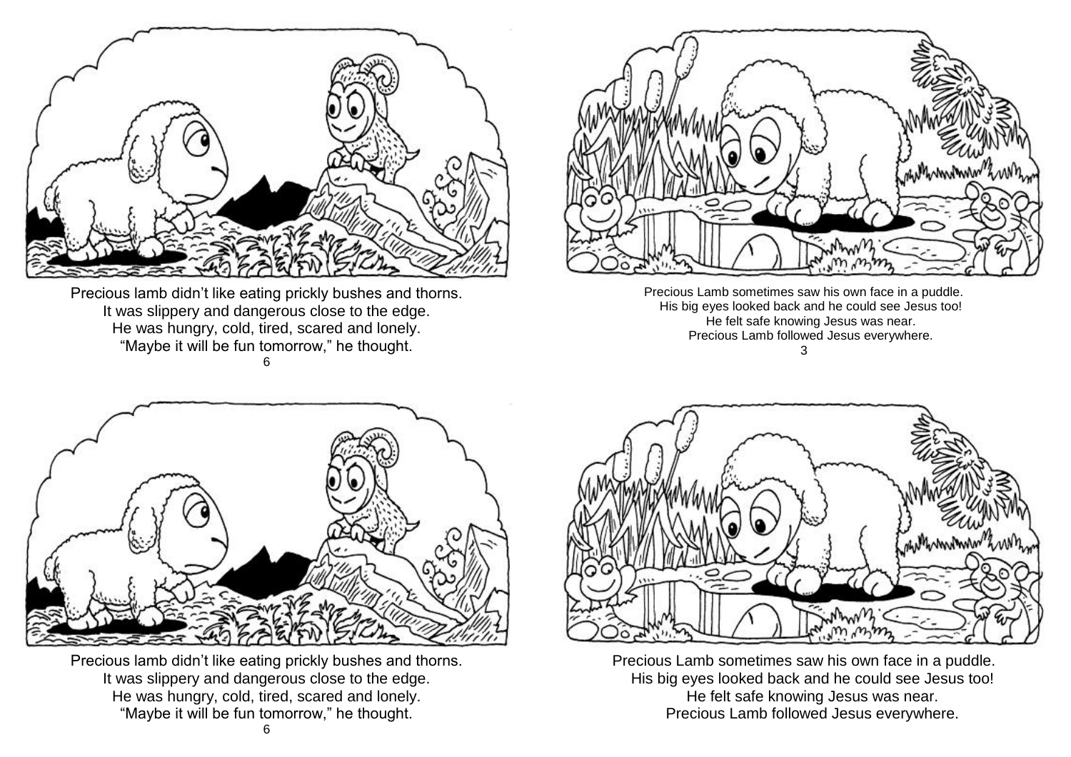Precious lamb didn't like eating prickly bushes and thorns.
It was slippery and dangerous close to the edge.
He was hungry, cold, tired, scared and lonely.
"Maybe it will be fun tomorrow," he thought.

Precious Lamb sometimes saw his own face in a puddle.
His big eyes looked back and he could see Jesus too!
He felt safe knowing Jesus was near.
Precious Lamb followed Jesus everywhere.

Precious lamb didn't like eating prickly bushes and thorns.
It was slippery and dangerous close to the edge.
He was hungry, cold, tired, scared and lonely.
"Maybe it will be fun tomorrow," he thought.

Precious Lamb sometimes saw his own face in a puddle.
His big eyes looked back and he could see Jesus too!
He felt safe knowing Jesus was near.
Precious Lamb followed Jesus everywhere.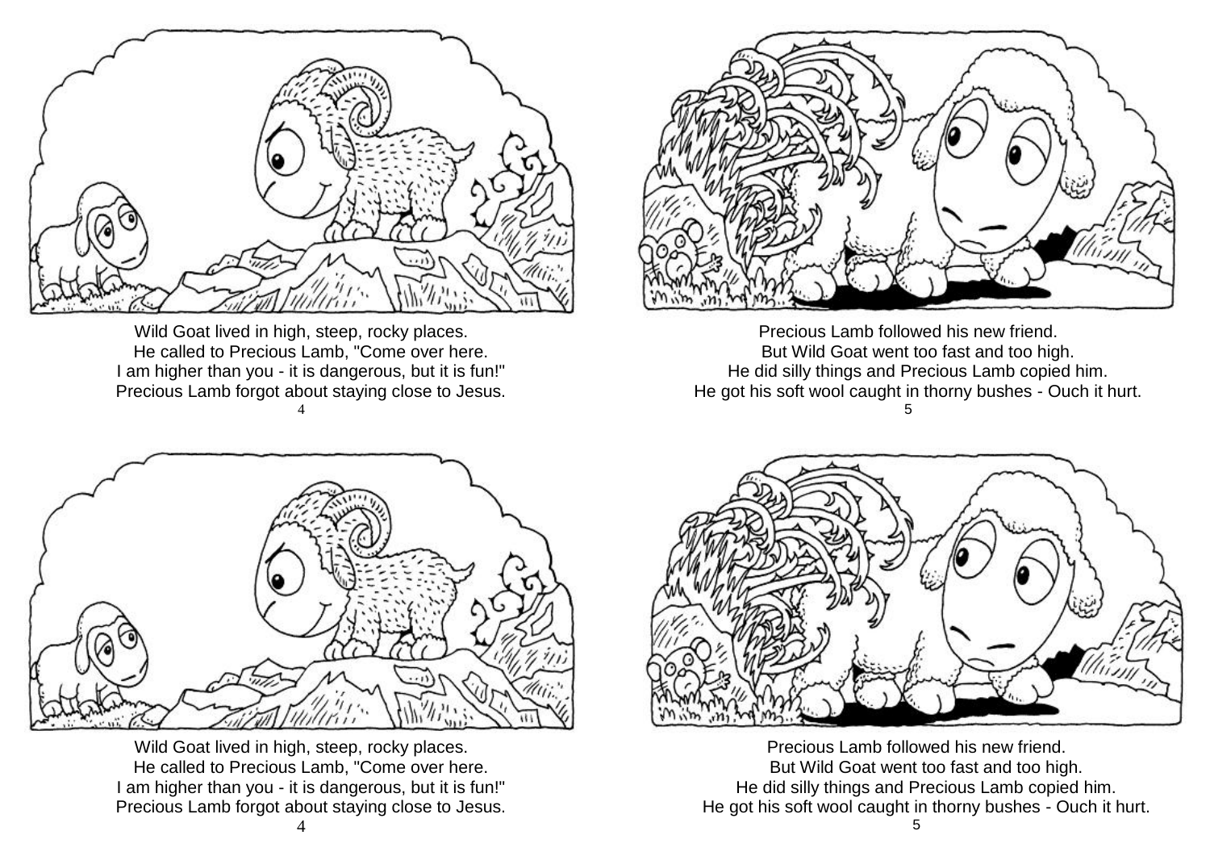Wild Goat lived in high, steep, rocky places.
He called to Precious Lamb, "Come over here.
I am higher than you - it is dangerous, but it is fun!"
Precious Lamb forgot about staying close to Jesus.

Precious Lamb followed his new friend.
But Wild Goat went too fast and too high.
He did silly things and Precious Lamb copied him.
He got his soft wool caught in thorny bushes - Ouch it hurt.

Wild Goat lived in high, steep, rocky places.
He called to Precious Lamb, "Come over here.
I am higher than you - it is dangerous, but it is fun!"
Precious Lamb forgot about staying close to Jesus.

Precious Lamb followed his new friend.
But Wild Goat went too fast and too high.
He did silly things and Precious Lamb copied him.
He got his soft wool caught in thorny bushes - Ouch it hurt.